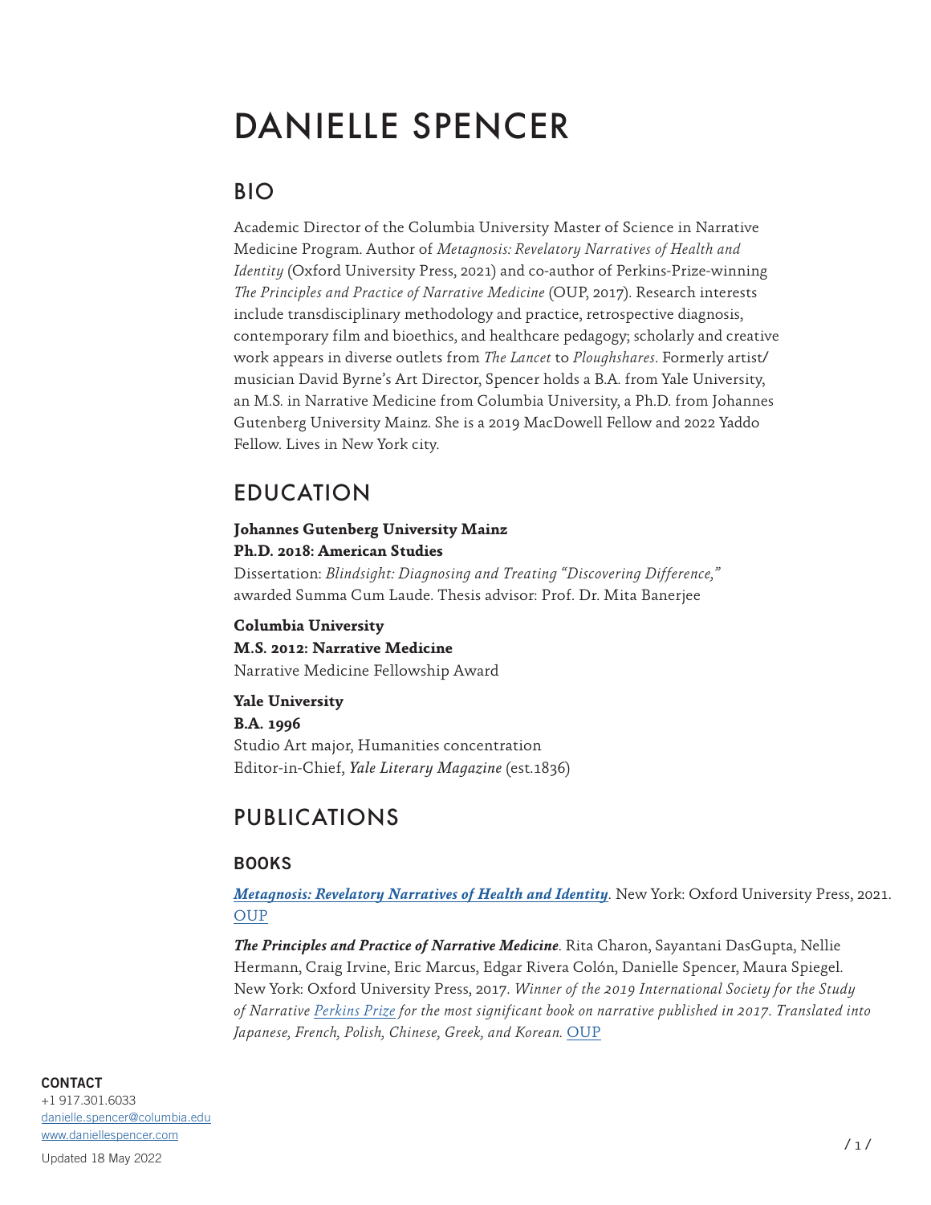# DANIELLE SPENCER

## BIO

Academic Director of the Columbia University Master of Science in Narrative Medicine Program. Author of *Metagnosis: Revelatory Narratives of Health and Identity* (Oxford University Press, 2021) and co-author of Perkins-Prize-winning *The Principles and Practice of Narrative Medicine* (OUP, 2017). Research interests include transdisciplinary methodology and practice, retrospective diagnosis, contemporary film and bioethics, and healthcare pedagogy; scholarly and creative work appears in diverse outlets from *The Lancet* to *Ploughshares*. Formerly artist/ musician David Byrne's Art Director, Spencer holds a B.A. from Yale University, an M.S. in Narrative Medicine from Columbia University, a Ph.D. from Johannes Gutenberg University Mainz. She is a 2019 MacDowell Fellow and 2022 Yaddo Fellow. Lives in New York city.

## EDUCATION

**Johannes Gutenberg University Mainz**
**Ph.D. 2018: American Studies**
Dissertation: *Blindsight: Diagnosing and Treating "Discovering Difference,"* awarded Summa Cum Laude. Thesis advisor: Prof. Dr. Mita Banerjee

**Columbia University**
**M.S. 2012: Narrative Medicine**
Narrative Medicine Fellowship Award

**Yale University**
**B.A. 1996**
Studio Art major, Humanities concentration
Editor-in-Chief, *Yale Literary Magazine* (est.1836)

## PUBLICATIONS

### BOOKS

***Metagnosis: Revelatory Narratives of Health and Identity***. New York: Oxford University Press, 2021. OUP

***The Principles and Practice of Narrative Medicine***. Rita Charon, Sayantani DasGupta, Nellie Hermann, Craig Irvine, Eric Marcus, Edgar Rivera Colón, Danielle Spencer, Maura Spiegel. New York: Oxford University Press, 2017. *Winner of the 2019 International Society for the Study of Narrative Perkins Prize for the most significant book on narrative published in 2017. Translated into Japanese, French, Polish, Chinese, Greek, and Korean.* OUP

**CONTACT**
+1 917.301.6033
danielle.spencer@columbia.edu
www.daniellespencer.com

Updated 18 May 2022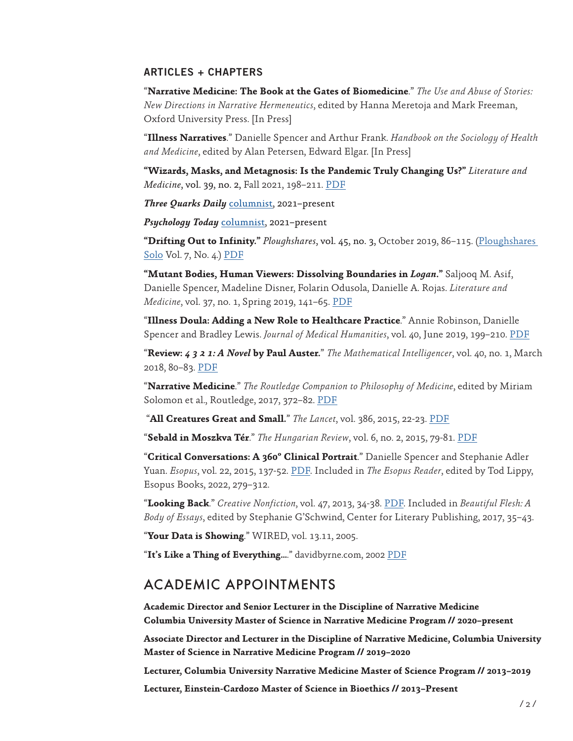### ARTICLES + CHAPTERS

"**Narrative Medicine: The Book at the Gates of Biomedicine**." *The Use and Abuse of Stories: New Directions in Narrative Hermeneutics*, edited by Hanna Meretoja and Mark Freeman, Oxford University Press. [In Press]

"**Illness Narratives**." Danielle Spencer and Arthur Frank. *Handbook on the Sociology of Health and Medicine*, edited by Alan Petersen, Edward Elgar. [In Press]

**"Wizards, Masks, and Metagnosis: Is the Pandemic Truly Changing Us?"** *Literature and Medicine*, vol. 39, no. 2, Fall 2021, 198–211. PDF

***Three Quarks Daily*** columnist, 2021–present

***Psychology Today*** columnist, 2021–present

**"Drifting Out to Infinity."** *Ploughshares*, vol. 45, no. 3, October 2019, 86–115. (Ploughshares Solo Vol. 7, No. 4.) PDF

**"Mutant Bodies, Human Viewers: Dissolving Boundaries in *Logan*."** Saljooq M. Asif, Danielle Spencer, Madeline Disner, Folarin Odusola, Danielle A. Rojas. *Literature and Medicine*, vol. 37, no. 1, Spring 2019, 141–65. PDF

"**Illness Doula: Adding a New Role to Healthcare Practice**." Annie Robinson, Danielle Spencer and Bradley Lewis. *Journal of Medical Humanities*, vol. 40, June 2019, 199–210. PDF

"**Review: *4 3 2 1: A Novel* by Paul Auster.**" *The Mathematical Intelligencer*, vol. 40, no. 1, March 2018, 80–83. PDF

"**Narrative Medicine**." *The Routledge Companion to Philosophy of Medicine*, edited by Miriam Solomon et al., Routledge, 2017, 372–82. PDF

"**All Creatures Great and Small.**" *The Lancet*, vol. 386, 2015, 22-23. PDF

"**Sebald in Moszkva Tér**." *The Hungarian Review*, vol. 6, no. 2, 2015, 79-81. PDF

"**Critical Conversations: A 360° Clinical Portrait**." Danielle Spencer and Stephanie Adler Yuan. *Esopus*, vol. 22, 2015, 137-52. PDF. Included in *The Esopus Reader*, edited by Tod Lippy, Esopus Books, 2022, 279–312.

"**Looking Back**." *Creative Nonfiction*, vol. 47, 2013, 34-38. PDF. Included in *Beautiful Flesh: A Body of Essays*, edited by Stephanie G'Schwind, Center for Literary Publishing, 2017, 35–43.

"**Your Data is Showing**." WIRED, vol. 13.11, 2005.

"**It's Like a Thing of Everything….**" davidbyrne.com, 2002 PDF

## ACADEMIC APPOINTMENTS

**Academic Director and Senior Lecturer in the Discipline of Narrative Medicine**
**Columbia University Master of Science in Narrative Medicine Program // 2020–present**

**Associate Director and Lecturer in the Discipline of Narrative Medicine, Columbia University Master of Science in Narrative Medicine Program // 2019–2020**

**Lecturer, Columbia University Narrative Medicine Master of Science Program // 2013–2019**

**Lecturer, Einstein-Cardozo Master of Science in Bioethics // 2013–Present**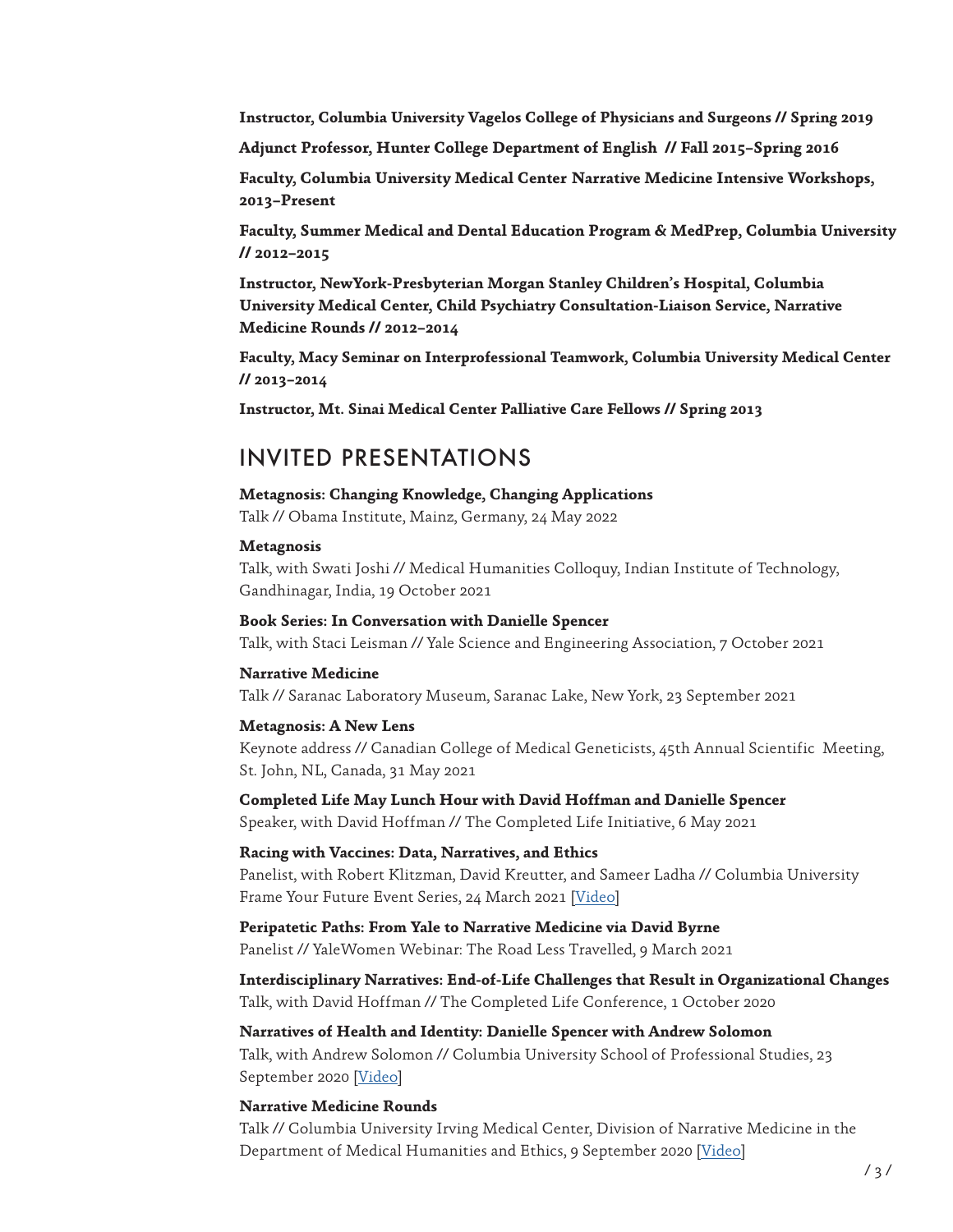**Instructor, Columbia University Vagelos College of Physicians and Surgeons // Spring 2019**

**Adjunct Professor, Hunter College Department of English // Fall 2015–Spring 2016**

**Faculty, Columbia University Medical Center Narrative Medicine Intensive Workshops, 2013–Present**

**Faculty, Summer Medical and Dental Education Program & MedPrep, Columbia University // 2012–2015**

**Instructor, NewYork-Presbyterian Morgan Stanley Children's Hospital, Columbia University Medical Center, Child Psychiatry Consultation-Liaison Service, Narrative Medicine Rounds // 2012–2014**

**Faculty, Macy Seminar on Interprofessional Teamwork, Columbia University Medical Center // 2013–2014**

**Instructor, Mt. Sinai Medical Center Palliative Care Fellows // Spring 2013**

## INVITED PRESENTATIONS

**Metagnosis: Changing Knowledge, Changing Applications**
Talk // Obama Institute, Mainz, Germany, 24 May 2022

**Metagnosis**
Talk, with Swati Joshi // Medical Humanities Colloquy, Indian Institute of Technology, Gandhinagar, India, 19 October 2021

**Book Series: In Conversation with Danielle Spencer**
Talk, with Staci Leisman // Yale Science and Engineering Association, 7 October 2021

**Narrative Medicine**
Talk // Saranac Laboratory Museum, Saranac Lake, New York, 23 September 2021

**Metagnosis: A New Lens**
Keynote address // Canadian College of Medical Geneticists, 45th Annual Scientific Meeting, St. John, NL, Canada, 31 May 2021

**Completed Life May Lunch Hour with David Hoffman and Danielle Spencer**
Speaker, with David Hoffman // The Completed Life Initiative, 6 May 2021

**Racing with Vaccines: Data, Narratives, and Ethics**
Panelist, with Robert Klitzman, David Kreutter, and Sameer Ladha // Columbia University Frame Your Future Event Series, 24 March 2021 [Video]

**Peripatetic Paths: From Yale to Narrative Medicine via David Byrne**
Panelist // YaleWomen Webinar: The Road Less Travelled, 9 March 2021

**Interdisciplinary Narratives: End-of-Life Challenges that Result in Organizational Changes**
Talk, with David Hoffman // The Completed Life Conference, 1 October 2020

**Narratives of Health and Identity: Danielle Spencer with Andrew Solomon**
Talk, with Andrew Solomon // Columbia University School of Professional Studies, 23 September 2020 [Video]

**Narrative Medicine Rounds**
Talk // Columbia University Irving Medical Center, Division of Narrative Medicine in the Department of Medical Humanities and Ethics, 9 September 2020 [Video]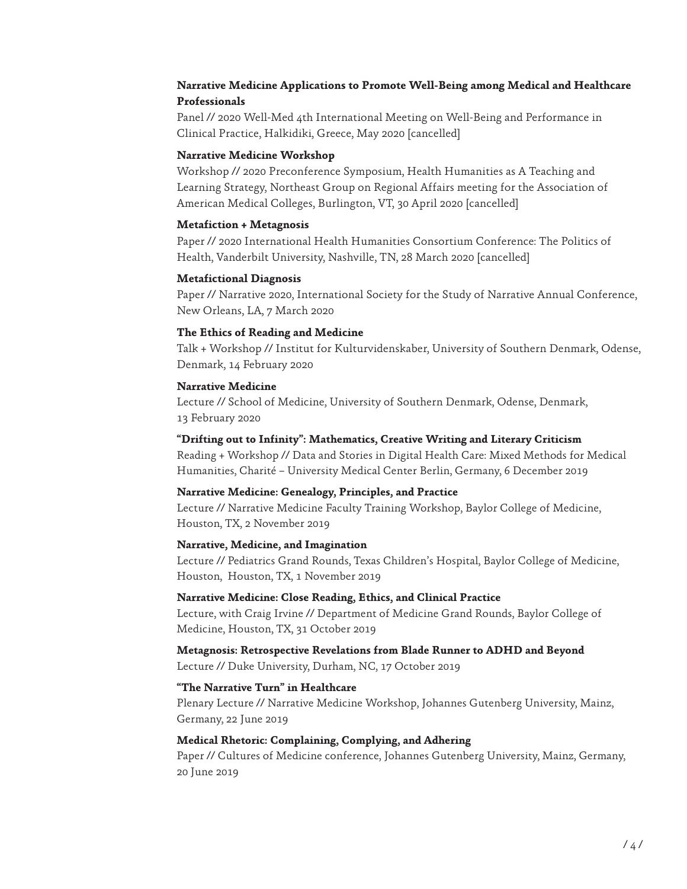**Narrative Medicine Applications to Promote Well-Being among Medical and Healthcare Professionals**
Panel // 2020 Well-Med 4th International Meeting on Well-Being and Performance in Clinical Practice, Halkidiki, Greece, May 2020 [cancelled]

**Narrative Medicine Workshop**
Workshop // 2020 Preconference Symposium, Health Humanities as A Teaching and Learning Strategy, Northeast Group on Regional Affairs meeting for the Association of American Medical Colleges, Burlington, VT, 30 April 2020 [cancelled]

**Metafiction + Metagnosis**
Paper // 2020 International Health Humanities Consortium Conference: The Politics of Health, Vanderbilt University, Nashville, TN, 28 March 2020 [cancelled]

**Metafictional Diagnosis**
Paper // Narrative 2020, International Society for the Study of Narrative Annual Conference, New Orleans, LA, 7 March 2020

**The Ethics of Reading and Medicine**
Talk + Workshop // Institut for Kulturvidenskaber, University of Southern Denmark, Odense, Denmark, 14 February 2020

**Narrative Medicine**
Lecture // School of Medicine, University of Southern Denmark, Odense, Denmark, 13 February 2020

**"Drifting out to Infinity": Mathematics, Creative Writing and Literary Criticism**
Reading + Workshop // Data and Stories in Digital Health Care: Mixed Methods for Medical Humanities, Charité – University Medical Center Berlin, Germany, 6 December 2019

**Narrative Medicine: Genealogy, Principles, and Practice**
Lecture // Narrative Medicine Faculty Training Workshop, Baylor College of Medicine, Houston, TX, 2 November 2019

**Narrative, Medicine, and Imagination**
Lecture // Pediatrics Grand Rounds, Texas Children's Hospital, Baylor College of Medicine, Houston, Houston, TX, 1 November 2019

**Narrative Medicine: Close Reading, Ethics, and Clinical Practice**
Lecture, with Craig Irvine // Department of Medicine Grand Rounds, Baylor College of Medicine, Houston, TX, 31 October 2019

**Metagnosis: Retrospective Revelations from Blade Runner to ADHD and Beyond**
Lecture // Duke University, Durham, NC, 17 October 2019

**"The Narrative Turn" in Healthcare**
Plenary Lecture // Narrative Medicine Workshop, Johannes Gutenberg University, Mainz, Germany, 22 June 2019

**Medical Rhetoric: Complaining, Complying, and Adhering**
Paper // Cultures of Medicine conference, Johannes Gutenberg University, Mainz, Germany, 20 June 2019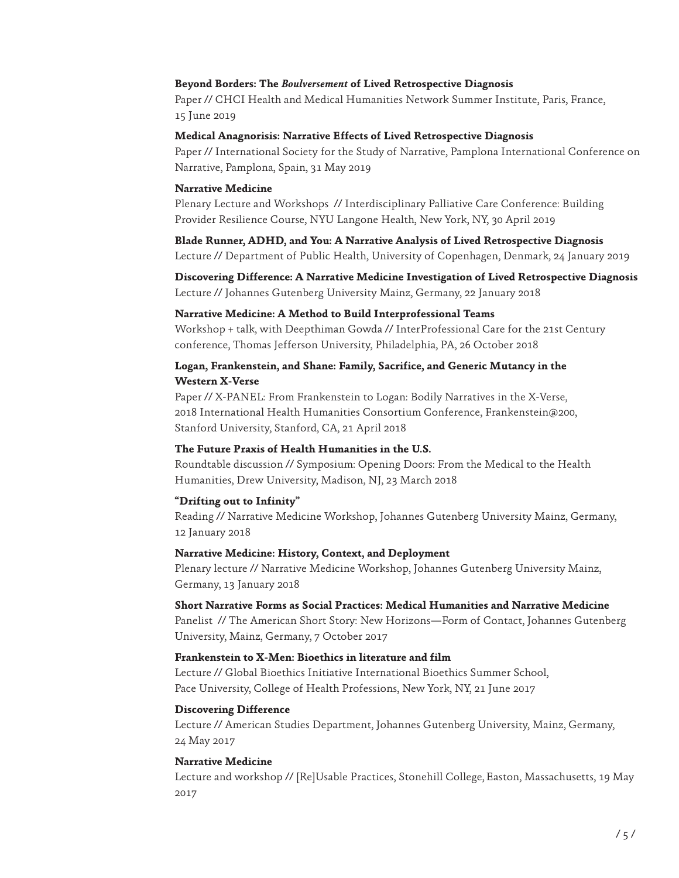**Beyond Borders: The *Boulversement* of Lived Retrospective Diagnosis**
Paper // CHCI Health and Medical Humanities Network Summer Institute, Paris, France, 15 June 2019

**Medical Anagnorisis: Narrative Effects of Lived Retrospective Diagnosis**
Paper // International Society for the Study of Narrative, Pamplona International Conference on Narrative, Pamplona, Spain, 31 May 2019

**Narrative Medicine**
Plenary Lecture and Workshops // Interdisciplinary Palliative Care Conference: Building Provider Resilience Course, NYU Langone Health, New York, NY, 30 April 2019

**Blade Runner, ADHD, and You: A Narrative Analysis of Lived Retrospective Diagnosis**
Lecture // Department of Public Health, University of Copenhagen, Denmark, 24 January 2019

**Discovering Difference: A Narrative Medicine Investigation of Lived Retrospective Diagnosis**
Lecture // Johannes Gutenberg University Mainz, Germany, 22 January 2018

**Narrative Medicine: A Method to Build Interprofessional Teams**
Workshop + talk, with Deepthiman Gowda // InterProfessional Care for the 21st Century conference, Thomas Jefferson University, Philadelphia, PA, 26 October 2018

**Logan, Frankenstein, and Shane: Family, Sacrifice, and Generic Mutancy in the Western X-Verse**
Paper // X-PANEL: From Frankenstein to Logan: Bodily Narratives in the X-Verse, 2018 International Health Humanities Consortium Conference, Frankenstein@200, Stanford University, Stanford, CA, 21 April 2018

**The Future Praxis of Health Humanities in the U.S.**
Roundtable discussion // Symposium: Opening Doors: From the Medical to the Health Humanities, Drew University, Madison, NJ, 23 March 2018

**"Drifting out to Infinity"**
Reading // Narrative Medicine Workshop, Johannes Gutenberg University Mainz, Germany, 12 January 2018

**Narrative Medicine: History, Context, and Deployment**
Plenary lecture // Narrative Medicine Workshop, Johannes Gutenberg University Mainz, Germany, 13 January 2018

**Short Narrative Forms as Social Practices: Medical Humanities and Narrative Medicine**
Panelist // The American Short Story: New Horizons—Form of Contact, Johannes Gutenberg University, Mainz, Germany, 7 October 2017

**Frankenstein to X-Men: Bioethics in literature and film**
Lecture // Global Bioethics Initiative International Bioethics Summer School, Pace University, College of Health Professions, New York, NY, 21 June 2017

**Discovering Difference**
Lecture // American Studies Department, Johannes Gutenberg University, Mainz, Germany, 24 May 2017

**Narrative Medicine**
Lecture and workshop // [Re]Usable Practices, Stonehill College, Easton, Massachusetts, 19 May 2017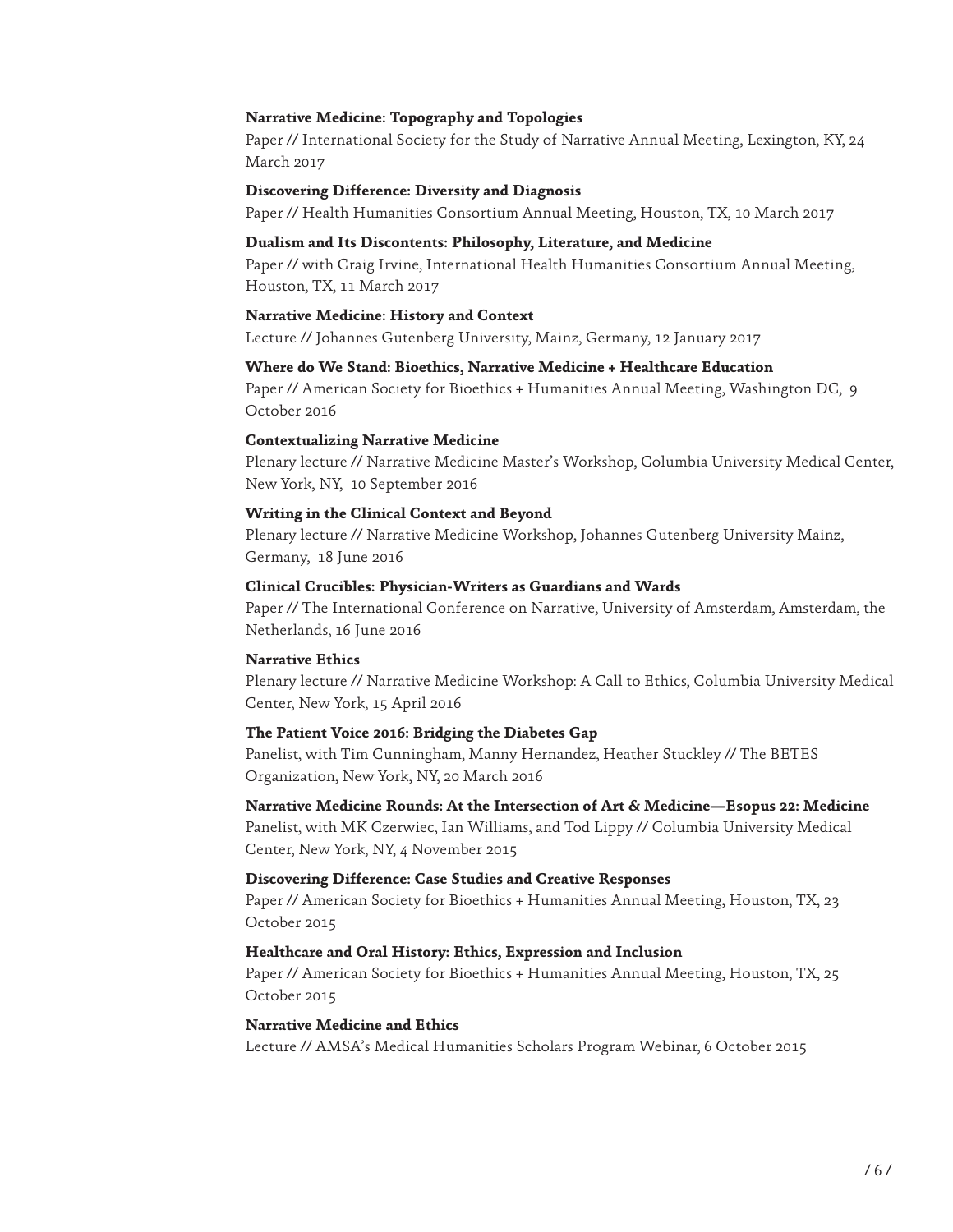**Narrative Medicine: Topography and Topologies**
Paper // International Society for the Study of Narrative Annual Meeting, Lexington, KY, 24 March 2017

**Discovering Difference: Diversity and Diagnosis**
Paper // Health Humanities Consortium Annual Meeting, Houston, TX, 10 March 2017

**Dualism and Its Discontents: Philosophy, Literature, and Medicine**
Paper // with Craig Irvine, International Health Humanities Consortium Annual Meeting, Houston, TX, 11 March 2017

**Narrative Medicine: History and Context**
Lecture // Johannes Gutenberg University, Mainz, Germany, 12 January 2017

**Where do We Stand: Bioethics, Narrative Medicine + Healthcare Education**
Paper // American Society for Bioethics + Humanities Annual Meeting, Washington DC, 9 October 2016

**Contextualizing Narrative Medicine**
Plenary lecture // Narrative Medicine Master's Workshop, Columbia University Medical Center, New York, NY, 10 September 2016

**Writing in the Clinical Context and Beyond**
Plenary lecture // Narrative Medicine Workshop, Johannes Gutenberg University Mainz, Germany, 18 June 2016

**Clinical Crucibles: Physician-Writers as Guardians and Wards**
Paper // The International Conference on Narrative, University of Amsterdam, Amsterdam, the Netherlands, 16 June 2016

**Narrative Ethics**
Plenary lecture // Narrative Medicine Workshop: A Call to Ethics, Columbia University Medical Center, New York, 15 April 2016

**The Patient Voice 2016: Bridging the Diabetes Gap**
Panelist, with Tim Cunningham, Manny Hernandez, Heather Stuckley // The BETES Organization, New York, NY, 20 March 2016

**Narrative Medicine Rounds: At the Intersection of Art & Medicine—Esopus 22: Medicine**
Panelist, with MK Czerwiec, Ian Williams, and Tod Lippy // Columbia University Medical Center, New York, NY, 4 November 2015

**Discovering Difference: Case Studies and Creative Responses**
Paper // American Society for Bioethics + Humanities Annual Meeting, Houston, TX, 23 October 2015

**Healthcare and Oral History: Ethics, Expression and Inclusion**
Paper // American Society for Bioethics + Humanities Annual Meeting, Houston, TX, 25 October 2015

**Narrative Medicine and Ethics**
Lecture // AMSA's Medical Humanities Scholars Program Webinar, 6 October 2015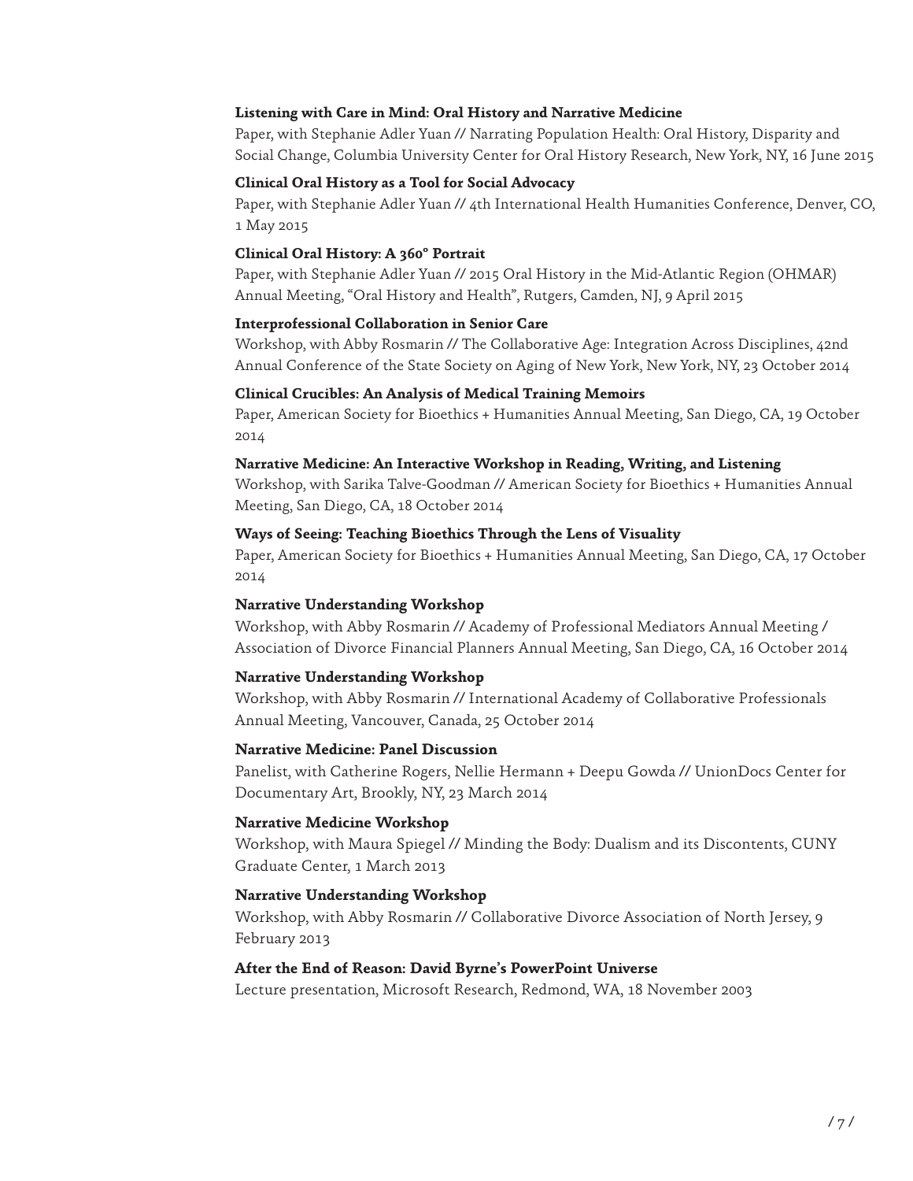**Listening with Care in Mind: Oral History and Narrative Medicine**
Paper, with Stephanie Adler Yuan // Narrating Population Health: Oral History, Disparity and Social Change, Columbia University Center for Oral History Research, New York, NY, 16 June 2015

**Clinical Oral History as a Tool for Social Advocacy**
Paper, with Stephanie Adler Yuan // 4th International Health Humanities Conference, Denver, CO, 1 May 2015

**Clinical Oral History: A 360° Portrait**
Paper, with Stephanie Adler Yuan // 2015 Oral History in the Mid-Atlantic Region (OHMAR) Annual Meeting, "Oral History and Health", Rutgers, Camden, NJ, 9 April 2015

**Interprofessional Collaboration in Senior Care**
Workshop, with Abby Rosmarin // The Collaborative Age: Integration Across Disciplines, 42nd Annual Conference of the State Society on Aging of New York, New York, NY, 23 October 2014

**Clinical Crucibles: An Analysis of Medical Training Memoirs**
Paper, American Society for Bioethics + Humanities Annual Meeting, San Diego, CA, 19 October 2014

**Narrative Medicine: An Interactive Workshop in Reading, Writing, and Listening**
Workshop, with Sarika Talve-Goodman // American Society for Bioethics + Humanities Annual Meeting, San Diego, CA, 18 October 2014

**Ways of Seeing: Teaching Bioethics Through the Lens of Visuality**
Paper, American Society for Bioethics + Humanities Annual Meeting, San Diego, CA, 17 October 2014

**Narrative Understanding Workshop**
Workshop, with Abby Rosmarin // Academy of Professional Mediators Annual Meeting / Association of Divorce Financial Planners Annual Meeting, San Diego, CA, 16 October 2014

**Narrative Understanding Workshop**
Workshop, with Abby Rosmarin // International Academy of Collaborative Professionals Annual Meeting, Vancouver, Canada, 25 October 2014

**Narrative Medicine: Panel Discussion**
Panelist, with Catherine Rogers, Nellie Hermann + Deepu Gowda // UnionDocs Center for Documentary Art, Brookly, NY, 23 March 2014

**Narrative Medicine Workshop**
Workshop, with Maura Spiegel // Minding the Body: Dualism and its Discontents, CUNY Graduate Center, 1 March 2013

**Narrative Understanding Workshop**
Workshop, with Abby Rosmarin // Collaborative Divorce Association of North Jersey, 9 February 2013

**After the End of Reason: David Byrne's PowerPoint Universe**
Lecture presentation, Microsoft Research, Redmond, WA, 18 November 2003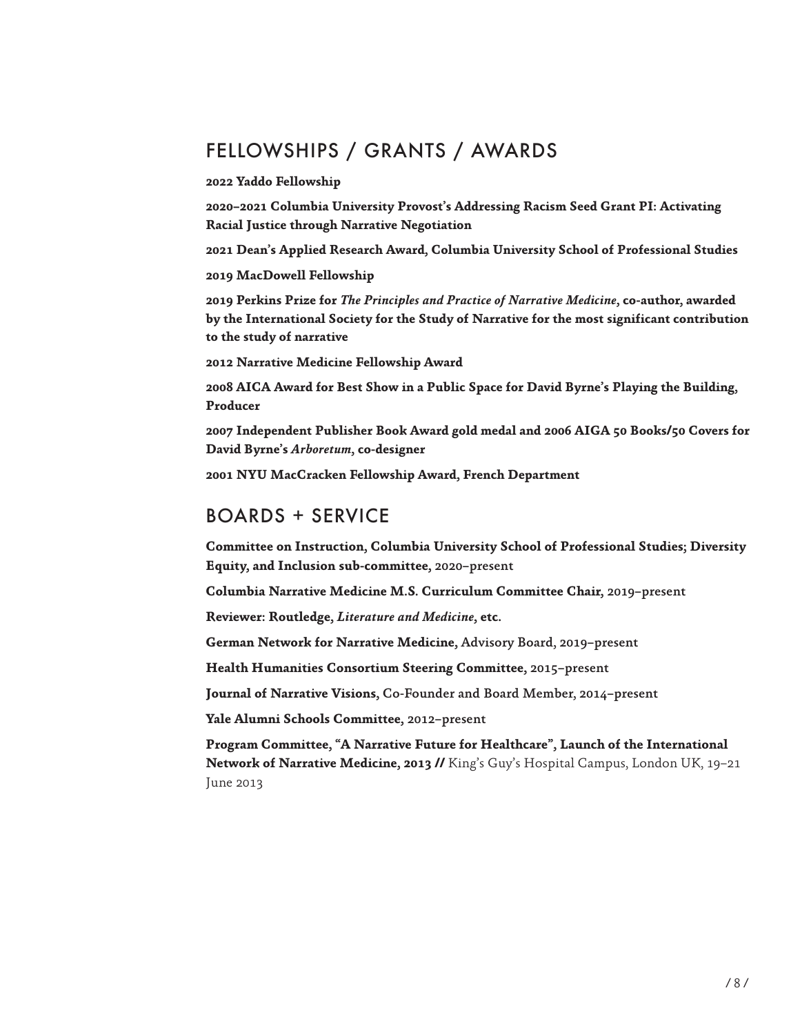## FELLOWSHIPS / GRANTS / AWARDS

**2022 Yaddo Fellowship**

**2020–2021 Columbia University Provost's Addressing Racism Seed Grant PI: Activating Racial Justice through Narrative Negotiation**

**2021 Dean's Applied Research Award, Columbia University School of Professional Studies**

**2019 MacDowell Fellowship**

**2019 Perkins Prize for *The Principles and Practice of Narrative Medicine*, co-author, awarded by the International Society for the Study of Narrative for the most significant contribution to the study of narrative**

**2012 Narrative Medicine Fellowship Award**

**2008 AICA Award for Best Show in a Public Space for David Byrne's Playing the Building, Producer**

**2007 Independent Publisher Book Award gold medal and 2006 AIGA 50 Books/50 Covers for David Byrne's *Arboretum*, co-designer**

**2001 NYU MacCracken Fellowship Award, French Department**

## BOARDS + SERVICE

**Committee on Instruction, Columbia University School of Professional Studies; Diversity Equity, and Inclusion sub-committee,** 2020–present

**Columbia Narrative Medicine M.S. Curriculum Committee Chair,** 2019–present

**Reviewer: Routledge, *Literature and Medicine*, etc.**

**German Network for Narrative Medicine,** Advisory Board, 2019–present

**Health Humanities Consortium Steering Committee,** 2015–present

**Journal of Narrative Visions,** Co-Founder and Board Member, 2014–present

**Yale Alumni Schools Committee,** 2012–present

**Program Committee, "A Narrative Future for Healthcare", Launch of the International Network of Narrative Medicine, 2013 //** King's Guy's Hospital Campus, London UK, 19–21 June 2013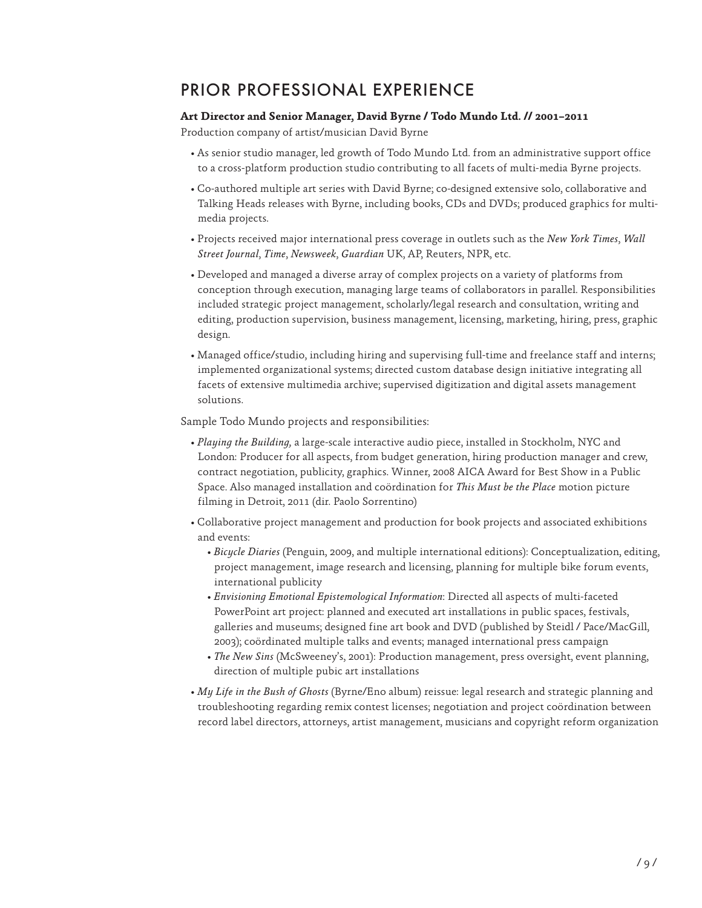## PRIOR PROFESSIONAL EXPERIENCE

**Art Director and Senior Manager, David Byrne / Todo Mundo Ltd. // 2001–2011**

Production company of artist/musician David Byrne

- As senior studio manager, led growth of Todo Mundo Ltd. from an administrative support office to a cross-platform production studio contributing to all facets of multi-media Byrne projects.
- Co-authored multiple art series with David Byrne; co-designed extensive solo, collaborative and Talking Heads releases with Byrne, including books, CDs and DVDs; produced graphics for multi-media projects.
- Projects received major international press coverage in outlets such as the *New York Times*, *Wall Street Journal*, *Time*, *Newsweek*, *Guardian* UK, AP, Reuters, NPR, etc.
- Developed and managed a diverse array of complex projects on a variety of platforms from conception through execution, managing large teams of collaborators in parallel. Responsibilities included strategic project management, scholarly/legal research and consultation, writing and editing, production supervision, business management, licensing, marketing, hiring, press, graphic design.
- Managed office/studio, including hiring and supervising full-time and freelance staff and interns; implemented organizational systems; directed custom database design initiative integrating all facets of extensive multimedia archive; supervised digitization and digital assets management solutions.

Sample Todo Mundo projects and responsibilities:

- *Playing the Building,* a large-scale interactive audio piece, installed in Stockholm, NYC and London: Producer for all aspects, from budget generation, hiring production manager and crew, contract negotiation, publicity, graphics. Winner, 2008 AICA Award for Best Show in a Public Space. Also managed installation and coördination for *This Must be the Place* motion picture filming in Detroit, 2011 (dir. Paolo Sorrentino)
- Collaborative project management and production for book projects and associated exhibitions and events:
  - *Bicycle Diaries* (Penguin, 2009, and multiple international editions): Conceptualization, editing, project management, image research and licensing, planning for multiple bike forum events, international publicity
  - *Envisioning Emotional Epistemological Information*: Directed all aspects of multi-faceted PowerPoint art project: planned and executed art installations in public spaces, festivals, galleries and museums; designed fine art book and DVD (published by Steidl / Pace/MacGill, 2003); coördinated multiple talks and events; managed international press campaign
  - *The New Sins* (McSweeney's, 2001): Production management, press oversight, event planning, direction of multiple pubic art installations
- *My Life in the Bush of Ghosts* (Byrne/Eno album) reissue: legal research and strategic planning and troubleshooting regarding remix contest licenses; negotiation and project coördination between record label directors, attorneys, artist management, musicians and copyright reform organization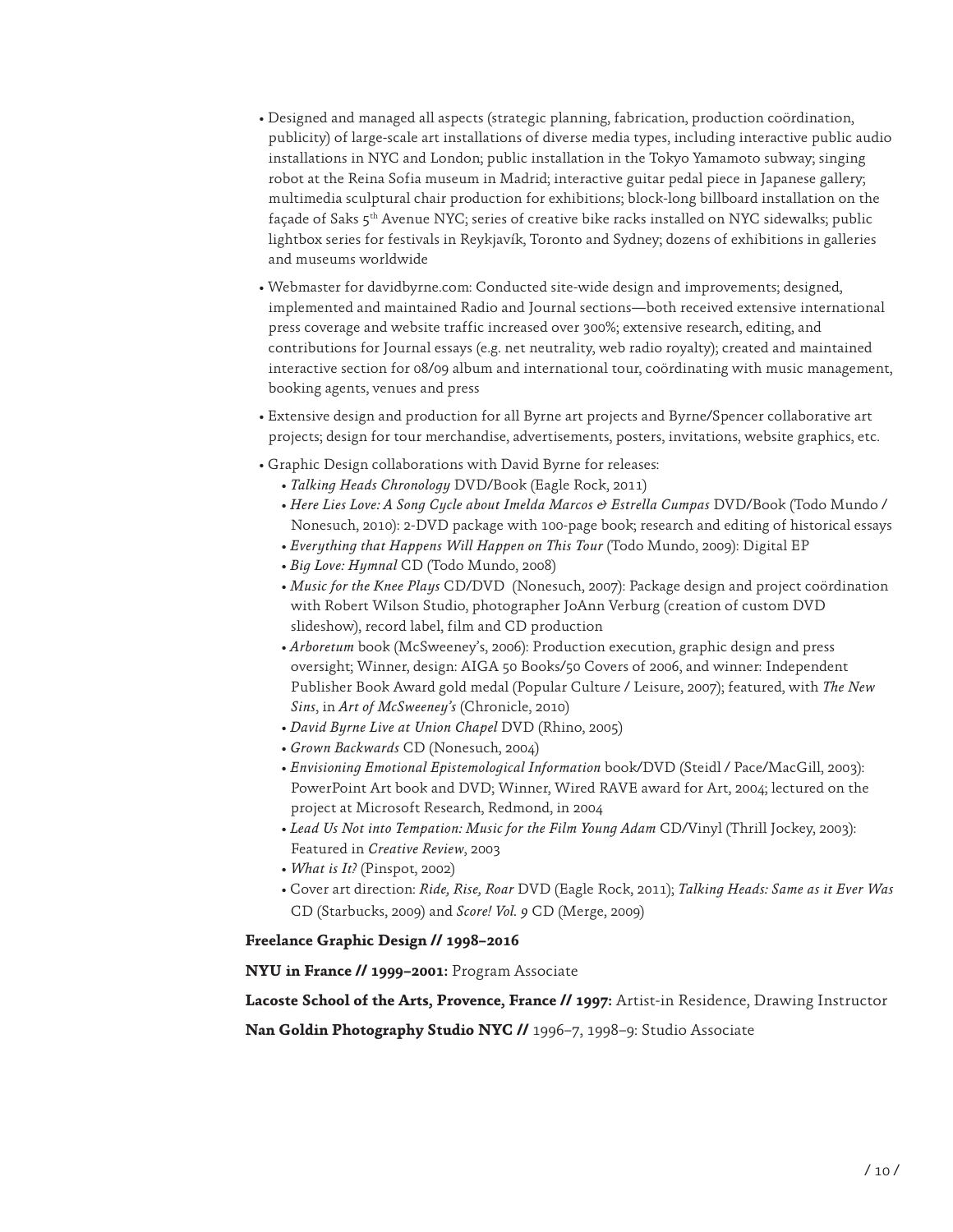- Designed and managed all aspects (strategic planning, fabrication, production coördination, publicity) of large-scale art installations of diverse media types, including interactive public audio installations in NYC and London; public installation in the Tokyo Yamamoto subway; singing robot at the Reina Sofia museum in Madrid; interactive guitar pedal piece in Japanese gallery; multimedia sculptural chair production for exhibitions; block-long billboard installation on the façade of Saks 5th Avenue NYC; series of creative bike racks installed on NYC sidewalks; public lightbox series for festivals in Reykjavík, Toronto and Sydney; dozens of exhibitions in galleries and museums worldwide
- Webmaster for davidbyrne.com: Conducted site-wide design and improvements; designed, implemented and maintained Radio and Journal sections—both received extensive international press coverage and website traffic increased over 300%; extensive research, editing, and contributions for Journal essays (e.g. net neutrality, web radio royalty); created and maintained interactive section for 08/09 album and international tour, coördinating with music management, booking agents, venues and press
- Extensive design and production for all Byrne art projects and Byrne/Spencer collaborative art projects; design for tour merchandise, advertisements, posters, invitations, website graphics, etc.
- Graphic Design collaborations with David Byrne for releases:
  - *Talking Heads Chronology* DVD/Book (Eagle Rock, 2011)
  - *Here Lies Love: A Song Cycle about Imelda Marcos & Estrella Cumpas* DVD/Book (Todo Mundo / Nonesuch, 2010): 2-DVD package with 100-page book; research and editing of historical essays
  - *Everything that Happens Will Happen on This Tour* (Todo Mundo, 2009): Digital EP
  - *Big Love: Hymnal* CD (Todo Mundo, 2008)
  - *Music for the Knee Plays* CD/DVD (Nonesuch, 2007): Package design and project coördination with Robert Wilson Studio, photographer JoAnn Verburg (creation of custom DVD slideshow), record label, film and CD production
  - *Arboretum* book (McSweeney's, 2006): Production execution, graphic design and press oversight; Winner, design: AIGA 50 Books/50 Covers of 2006, and winner: Independent Publisher Book Award gold medal (Popular Culture / Leisure, 2007); featured, with *The New Sins*, in *Art of McSweeney's* (Chronicle, 2010)
  - *David Byrne Live at Union Chapel* DVD (Rhino, 2005)
  - *Grown Backwards* CD (Nonesuch, 2004)
  - *Envisioning Emotional Epistemological Information* book/DVD (Steidl / Pace/MacGill, 2003): PowerPoint Art book and DVD; Winner, Wired RAVE award for Art, 2004; lectured on the project at Microsoft Research, Redmond, in 2004
  - *Lead Us Not into Tempation: Music for the Film Young Adam* CD/Vinyl (Thrill Jockey, 2003): Featured in *Creative Review*, 2003
  - *What is It?* (Pinspot, 2002)
  - Cover art direction: *Ride, Rise, Roar* DVD (Eagle Rock, 2011); *Talking Heads: Same as it Ever Was* CD (Starbucks, 2009) and *Score! Vol. 9* CD (Merge, 2009)

**Freelance Graphic Design // 1998–2016**

**NYU in France // 1999–2001:** Program Associate

**Lacoste School of the Arts, Provence, France // 1997:** Artist-in Residence, Drawing Instructor

**Nan Goldin Photography Studio NYC //** 1996–7, 1998–9: Studio Associate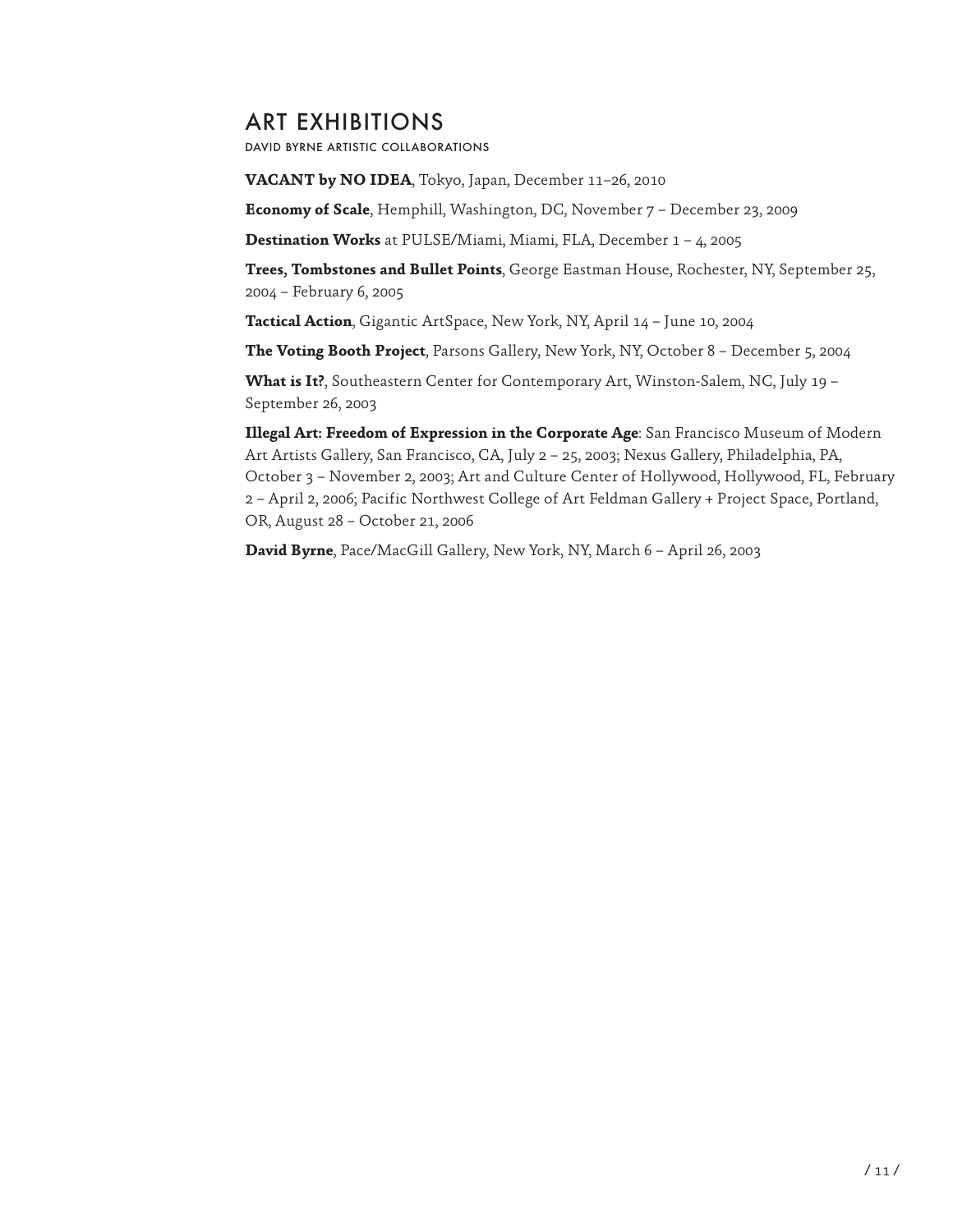# ART EXHIBITIONS

DAVID BYRNE ARTISTIC COLLABORATIONS

**VACANT by NO IDEA**, Tokyo, Japan, December 11–26, 2010

**Economy of Scale**, Hemphill, Washington, DC, November 7 – December 23, 2009

**Destination Works** at PULSE/Miami, Miami, FLA, December 1 – 4, 2005

**Trees, Tombstones and Bullet Points**, George Eastman House, Rochester, NY, September 25, 2004 – February 6, 2005

**Tactical Action**, Gigantic ArtSpace, New York, NY, April 14 – June 10, 2004

**The Voting Booth Project**, Parsons Gallery, New York, NY, October 8 – December 5, 2004

**What is It?**, Southeastern Center for Contemporary Art, Winston-Salem, NC, July 19 – September 26, 2003

**Illegal Art: Freedom of Expression in the Corporate Age**: San Francisco Museum of Modern Art Artists Gallery, San Francisco, CA, July 2 – 25, 2003; Nexus Gallery, Philadelphia, PA, October 3 – November 2, 2003; Art and Culture Center of Hollywood, Hollywood, FL, February 2 – April 2, 2006; Pacific Northwest College of Art Feldman Gallery + Project Space, Portland, OR, August 28 – October 21, 2006

**David Byrne**, Pace/MacGill Gallery, New York, NY, March 6 – April 26, 2003